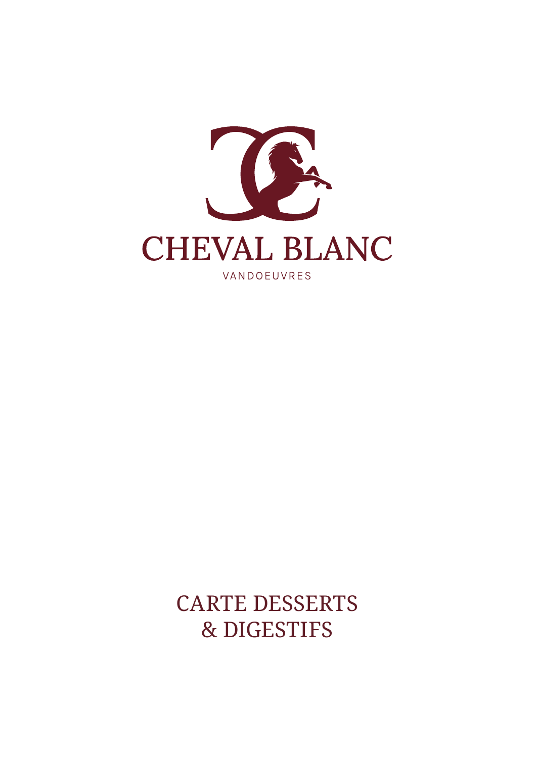# CHEVAL BLANC

VANDOEUVRES

## CARTE DESSERTS & DIGESTIFS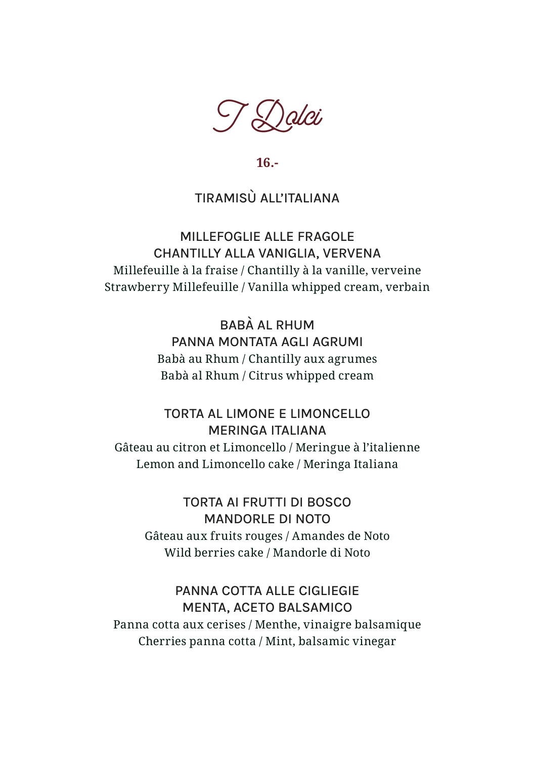# I Dolci

**16.-**

TIRAMISÙ ALL'ITALIANA

MILLEFOGLIE ALLE FRAGOLE
CHANTILLY ALLA VANIGLIA, VERVENA
Millefeuille à la fraise / Chantilly à la vanille, verveine
Strawberry Millefeuille / Vanilla whipped cream, verbain

BABÀ AL RHUM
PANNA MONTATA AGLI AGRUMI
Babà au Rhum / Chantilly aux agrumes
Babà al Rhum / Citrus whipped cream

TORTA AL LIMONE E LIMONCELLO
MERINGA ITALIANA
Gâteau au citron et Limoncello / Meringue à l'italienne
Lemon and Limoncello cake / Meringa Italiana

TORTA AI FRUTTI DI BOSCO
MANDORLE DI NOTO
Gâteau aux fruits rouges / Amandes de Noto
Wild berries cake / Mandorle di Noto

PANNA COTTA ALLE CIGLIEGIE
MENTA, ACETO BALSAMICO
Panna cotta aux cerises / Menthe, vinaigre balsamique
Cherries panna cotta / Mint, balsamic vinegar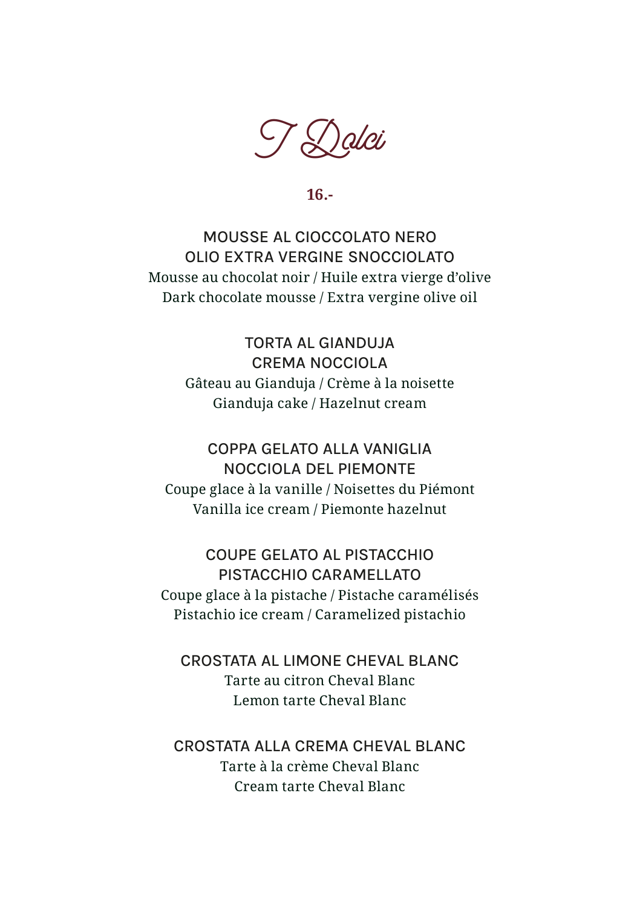# I Dolci

**16.-**

MOUSSE AL CIOCCOLATO NERO
OLIO EXTRA VERGINE SNOCCIOLATO
Mousse au chocolat noir / Huile extra vierge d'olive
Dark chocolate mousse / Extra vergine olive oil

TORTA AL GIANDUJA
CREMA NOCCIOLA
Gâteau au Gianduja / Crème à la noisette
Gianduja cake / Hazelnut cream

COPPA GELATO ALLA VANIGLIA
NOCCIOLA DEL PIEMONTE
Coupe glace à la vanille / Noisettes du Piémont
Vanilla ice cream / Piemonte hazelnut

COUPE GELATO AL PISTACCHIO
PISTACCHIO CARAMELLATO
Coupe glace à la pistache / Pistache caramélisés
Pistachio ice cream / Caramelized pistachio

CROSTATA AL LIMONE CHEVAL BLANC
Tarte au citron Cheval Blanc
Lemon tarte Cheval Blanc

CROSTATA ALLA CREMA CHEVAL BLANC
Tarte à la crème Cheval Blanc
Cream tarte Cheval Blanc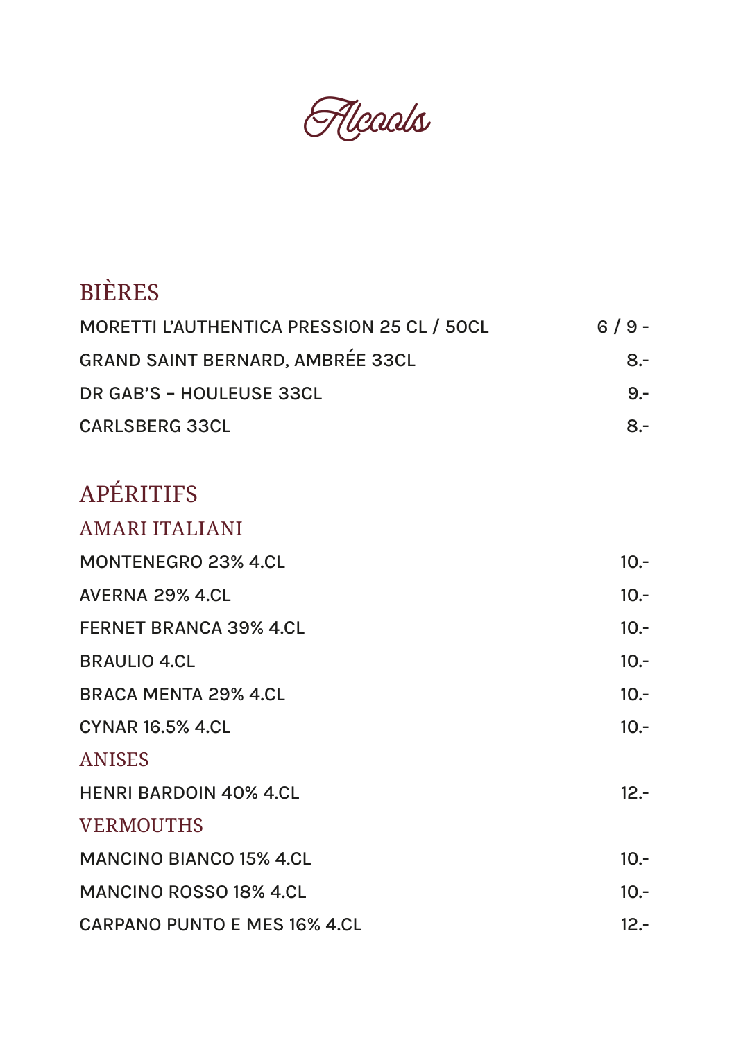# Alcools

## BIÈRES

| | |
|---|---|
| MORETTI L'AUTHENTICA PRESSION 25 CL / 50CL | 6 / 9 - |
| GRAND SAINT BERNARD, AMBRÉE 33CL | 8.- |
| DR GAB'S – HOULEUSE 33CL | 9.- |
| CARLSBERG 33CL | 8.- |

## APÉRITIFS

### AMARI ITALIANI

| | |
|---|---|
| MONTENEGRO 23% 4.CL | 10.- |
| AVERNA 29% 4.CL | 10.- |
| FERNET BRANCA 39% 4.CL | 10.- |
| BRAULIO 4.CL | 10.- |
| BRACA MENTA 29% 4.CL | 10.- |
| CYNAR 16.5% 4.CL | 10.- |

### ANISES

| | |
|---|---|
| HENRI BARDOIN 40% 4.CL | 12.- |

### VERMOUTHS

| | |
|---|---|
| MANCINO BIANCO 15% 4.CL | 10.- |
| MANCINO ROSSO 18% 4.CL | 10.- |
| CARPANO PUNTO E MES 16% 4.CL | 12.- |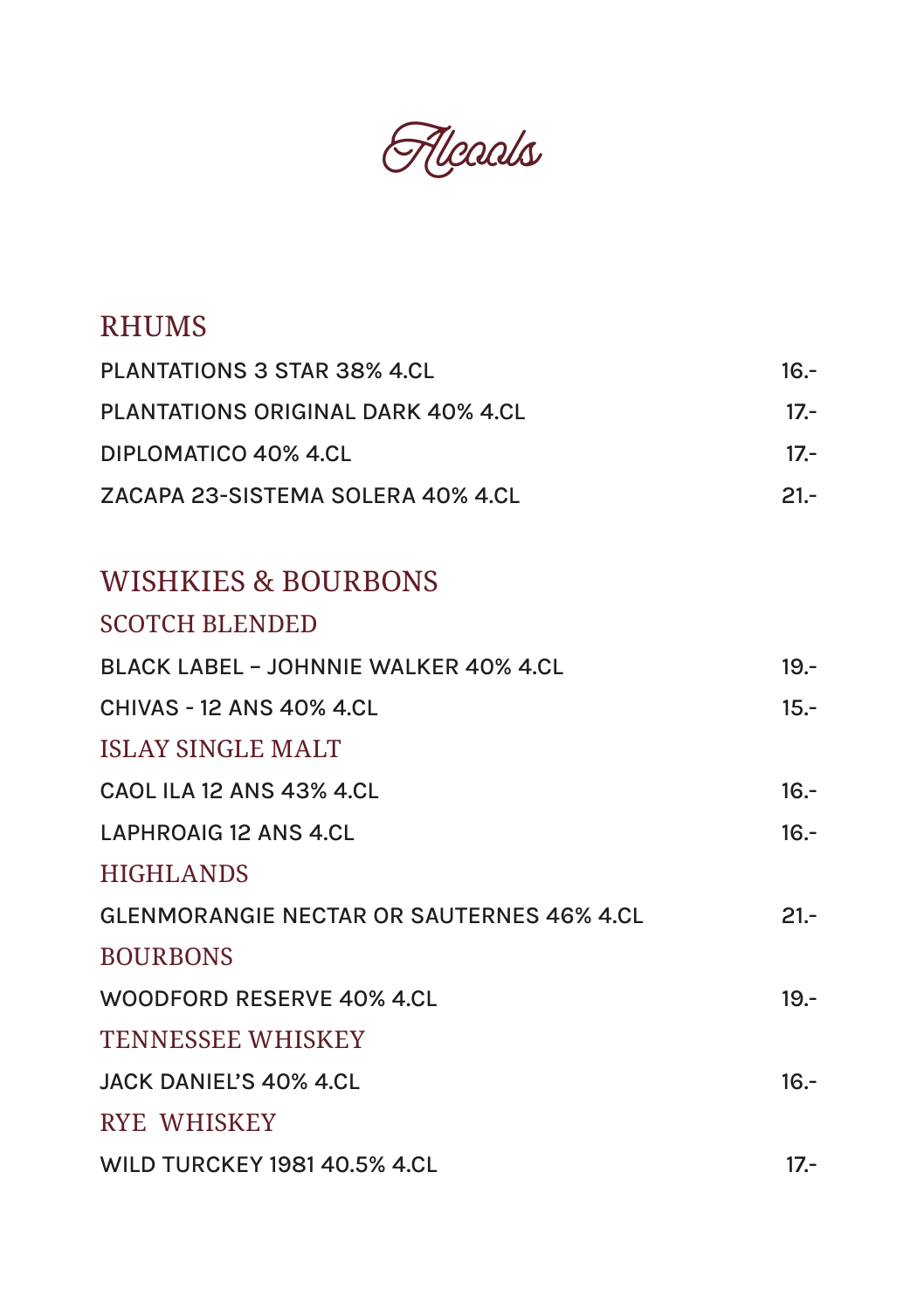# Alcools

## RHUMS

| | |
|---|---|
| PLANTATIONS 3 STAR 38% 4.CL | 16.- |
| PLANTATIONS ORIGINAL DARK 40% 4.CL | 17.- |
| DIPLOMATICO 40% 4.CL | 17.- |
| ZACAPA 23-SISTEMA SOLERA 40% 4.CL | 21.- |

## WISHKIES & BOURBONS

### SCOTCH BLENDED

| | |
|---|---|
| BLACK LABEL – JOHNNIE WALKER 40% 4.CL | 19.- |
| CHIVAS - 12 ANS 40% 4.CL | 15.- |

### ISLAY SINGLE MALT

| | |
|---|---|
| CAOL ILA 12 ANS 43% 4.CL | 16.- |
| LAPHROAIG 12 ANS 4.CL | 16.- |

### HIGHLANDS

| | |
|---|---|
| GLENMORANGIE NECTAR OR SAUTERNES 46% 4.CL | 21.- |

### BOURBONS

| | |
|---|---|
| WOODFORD RESERVE 40% 4.CL | 19.- |

### TENNESSEE WHISKEY

| | |
|---|---|
| JACK DANIEL'S 40% 4.CL | 16.- |

### RYE WHISKEY

| | |
|---|---|
| WILD TURCKEY 1981 40.5% 4.CL | 17.- |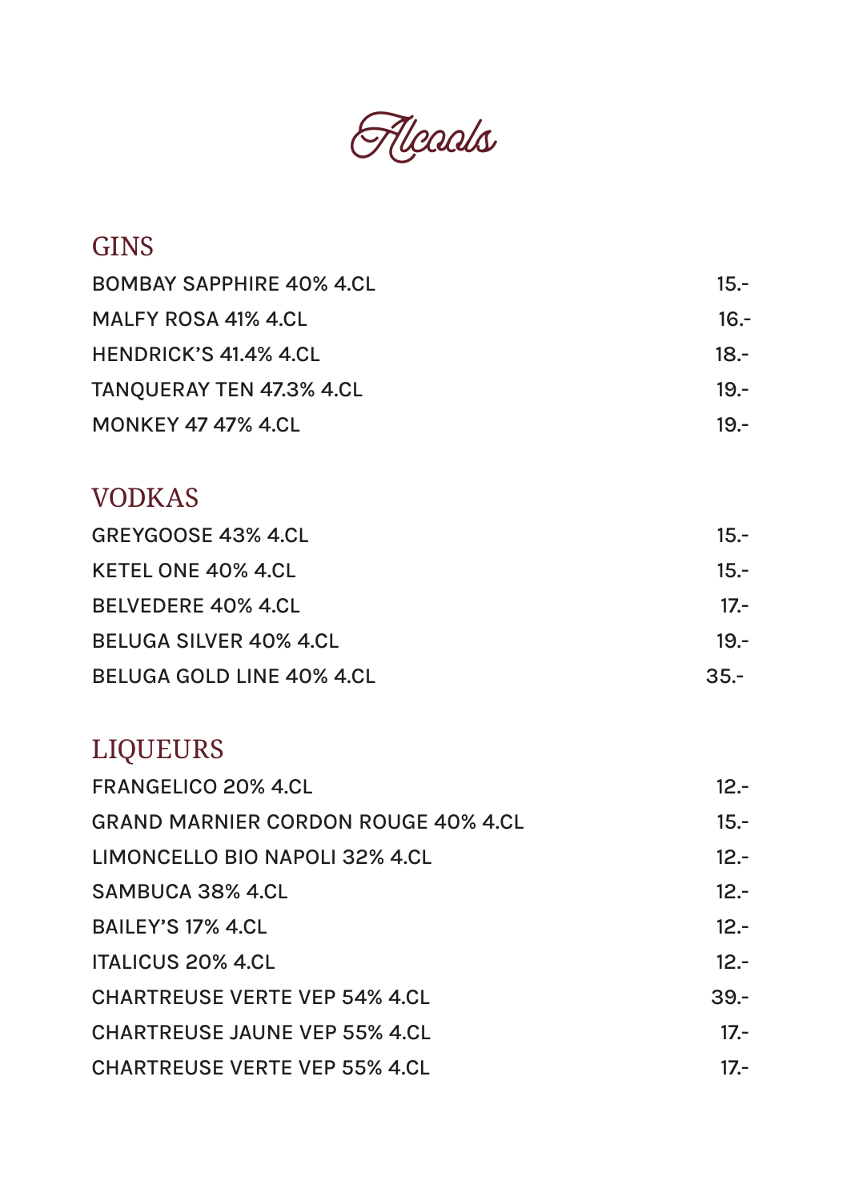# Alcools

## GINS

| | |
|---|---|
| BOMBAY SAPPHIRE 40% 4.CL | 15.- |
| MALFY ROSA 41% 4.CL | 16.- |
| HENDRICK'S 41.4% 4.CL | 18.- |
| TANQUERAY TEN 47.3% 4.CL | 19.- |
| MONKEY 47 47% 4.CL | 19.- |

## VODKAS

| | |
|---|---|
| GREYGOOSE 43% 4.CL | 15.- |
| KETEL ONE 40% 4.CL | 15.- |
| BELVEDERE 40% 4.CL | 17.- |
| BELUGA SILVER 40% 4.CL | 19.- |
| BELUGA GOLD LINE 40% 4.CL | 35.- |

## LIQUEURS

| | |
|---|---|
| FRANGELICO 20% 4.CL | 12.- |
| GRAND MARNIER CORDON ROUGE 40% 4.CL | 15.- |
| LIMONCELLO BIO NAPOLI 32% 4.CL | 12.- |
| SAMBUCA 38% 4.CL | 12.- |
| BAILEY'S 17% 4.CL | 12.- |
| ITALICUS 20% 4.CL | 12.- |
| CHARTREUSE VERTE VEP 54% 4.CL | 39.- |
| CHARTREUSE JAUNE VEP 55% 4.CL | 17.- |
| CHARTREUSE VERTE VEP 55% 4.CL | 17.- |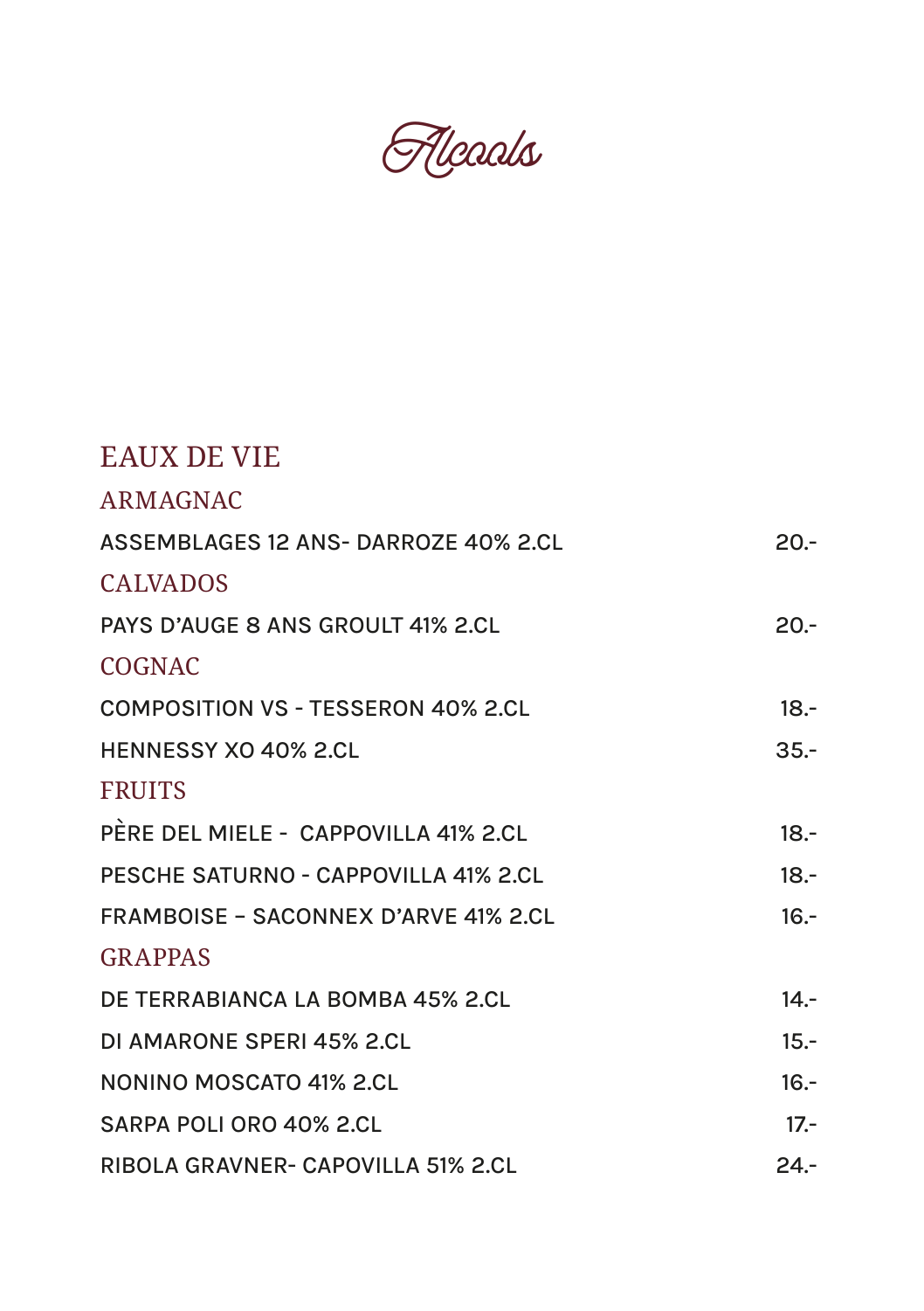# Alcools

## EAUX DE VIE

### ARMAGNAC

| | |
|---|---|
| ASSEMBLAGES 12 ANS- DARROZE 40% 2.CL | 20.- |

### CALVADOS

| | |
|---|---|
| PAYS D'AUGE 8 ANS GROULT 41% 2.CL | 20.- |

### COGNAC

| | |
|---|---|
| COMPOSITION VS - TESSERON 40% 2.CL | 18.- |
| HENNESSY XO 40% 2.CL | 35.- |

### FRUITS

| | |
|---|---|
| PÈRE DEL MIELE - CAPPOVILLA 41% 2.CL | 18.- |
| PESCHE SATURNO - CAPPOVILLA 41% 2.CL | 18.- |
| FRAMBOISE – SACONNEX D'ARVE 41% 2.CL | 16.- |

### GRAPPAS

| | |
|---|---|
| DE TERRABIANCA LA BOMBA 45% 2.CL | 14.- |
| DI AMARONE SPERI 45% 2.CL | 15.- |
| NONINO MOSCATO 41% 2.CL | 16.- |
| SARPA POLI ORO 40% 2.CL | 17.- |
| RIBOLA GRAVNER- CAPOVILLA 51% 2.CL | 24.- |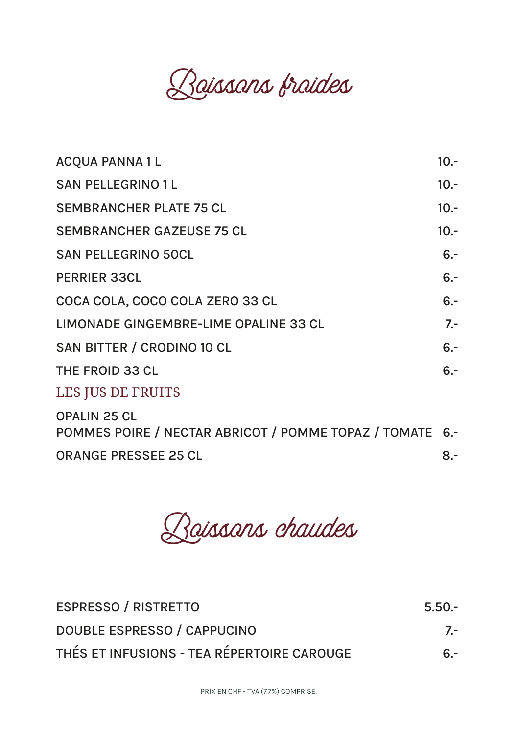# Boissons froides

| | |
|---|---|
| ACQUA PANNA 1 L | 10.- |
| SAN PELLEGRINO 1 L | 10.- |
| SEMBRANCHER PLATE 75 CL | 10.- |
| SEMBRANCHER GAZEUSE 75 CL | 10.- |
| SAN PELLEGRINO 50CL | 6.- |
| PERRIER 33CL | 6.- |
| COCA COLA, COCO COLA ZERO 33 CL | 6.- |
| LIMONADE GINGEMBRE-LIME OPALINE 33 CL | 7.- |
| SAN BITTER / CRODINO 10 CL | 6.- |
| THE FROID 33 CL | 6.- |

## LES JUS DE FRUITS

| | |
|---|---|
| OPALIN 25 CL<br>POMMES POIRE / NECTAR ABRICOT / POMME TOPAZ / TOMATE | 6.- |
| ORANGE PRESSEE 25 CL | 8.- |

# Boissons chaudes

| | |
|---|---|
| ESPRESSO / RISTRETTO | 5.50.- |
| DOUBLE ESPRESSO / CAPPUCINO | 7.- |
| THÉS ET INFUSIONS - TEA RÉPERTOIRE CAROUGE | 6.- |

PRIX EN CHF - TVA (7.7%) COMPRISE.